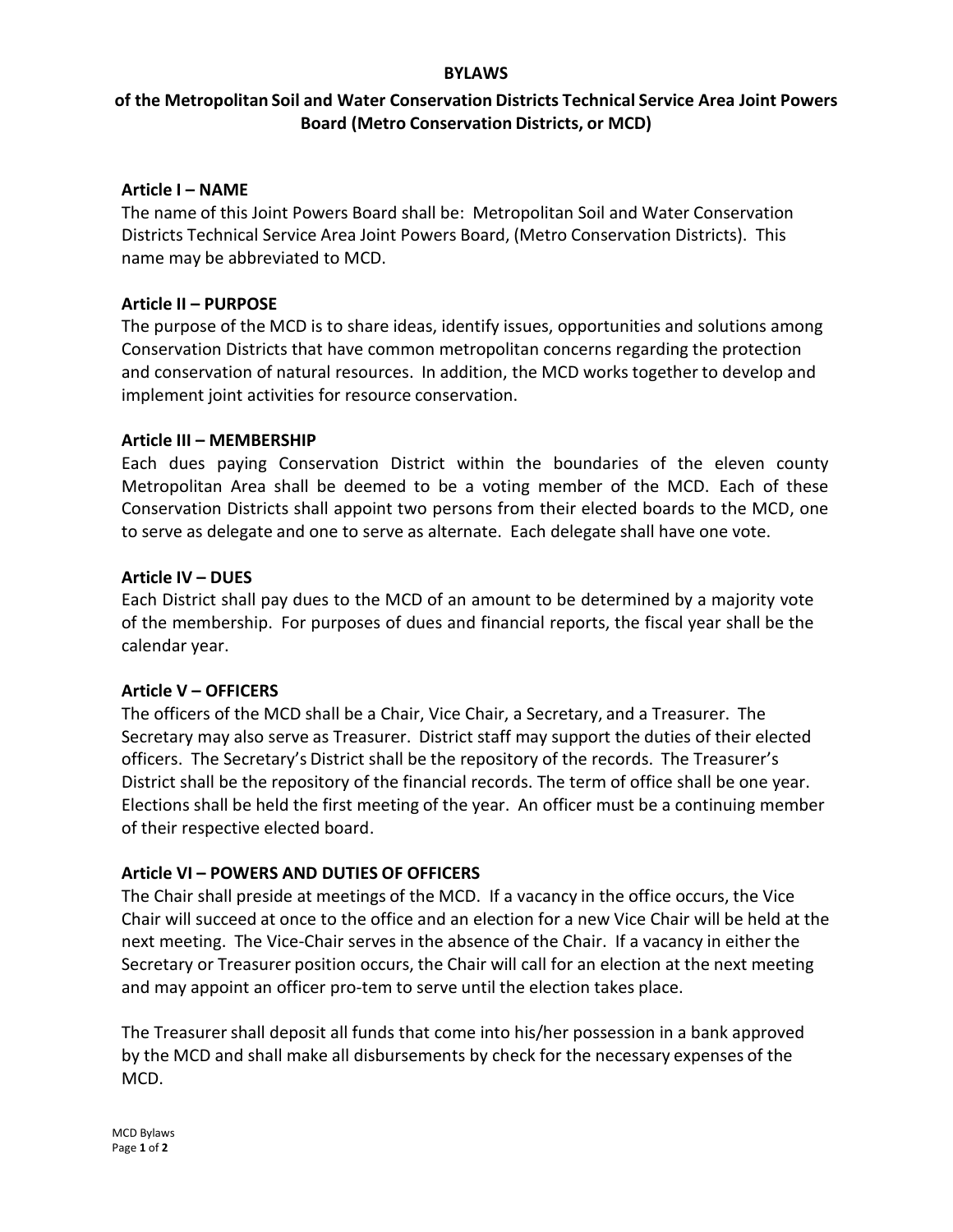# BYLAWS

## of the Metropolitan Soil and Water Conservation Districts Technical Service Area Joint Powers Board (Metro Conservation Districts, or MCD)

### Article I – NAME

The name of this Joint Powers Board shall be: Metropolitan Soil and Water Conservation Districts Technical Service Area Joint Powers Board, (Metro Conservation Districts). This name may be abbreviated to MCD.

### Article II – PURPOSE

The purpose of the MCD is to share ideas, identify issues, opportunities and solutions among Conservation Districts that have common metropolitan concerns regarding the protection and conservation of natural resources. In addition, the MCD works together to develop and implement joint activities for resource conservation.

### Article III – MEMBERSHIP

Each dues paying Conservation District within the boundaries of the eleven county Metropolitan Area shall be deemed to be a voting member of the MCD. Each of these Conservation Districts shall appoint two persons from their elected boards to the MCD, one to serve as delegate and one to serve as alternate. Each delegate shall have one vote.

### Article IV – DUES

Each District shall pay dues to the MCD of an amount to be determined by a majority vote of the membership. For purposes of dues and financial reports, the fiscal year shall be the calendar year.

### Article V – OFFICERS

The officers of the MCD shall be a Chair, Vice Chair, a Secretary, and a Treasurer. The Secretary may also serve as Treasurer. District staff may support the duties of their elected officers. The Secretary's District shall be the repository of the records. The Treasurer's District shall be the repository of the financial records. The term of office shall be one year. Elections shall be held the first meeting of the year. An officer must be a continuing member of their respective elected board.

### Article VI – POWERS AND DUTIES OF OFFICERS

The Chair shall preside at meetings of the MCD. If a vacancy in the office occurs, the Vice Chair will succeed at once to the office and an election for a new Vice Chair will be held at the next meeting. The Vice-Chair serves in the absence of the Chair. If a vacancy in either the Secretary or Treasurer position occurs, the Chair will call for an election at the next meeting and may appoint an officer pro-tem to serve until the election takes place.

The Treasurer shall deposit all funds that come into his/her possession in a bank approved by the MCD and shall make all disbursements by check for the necessary expenses of the MCD.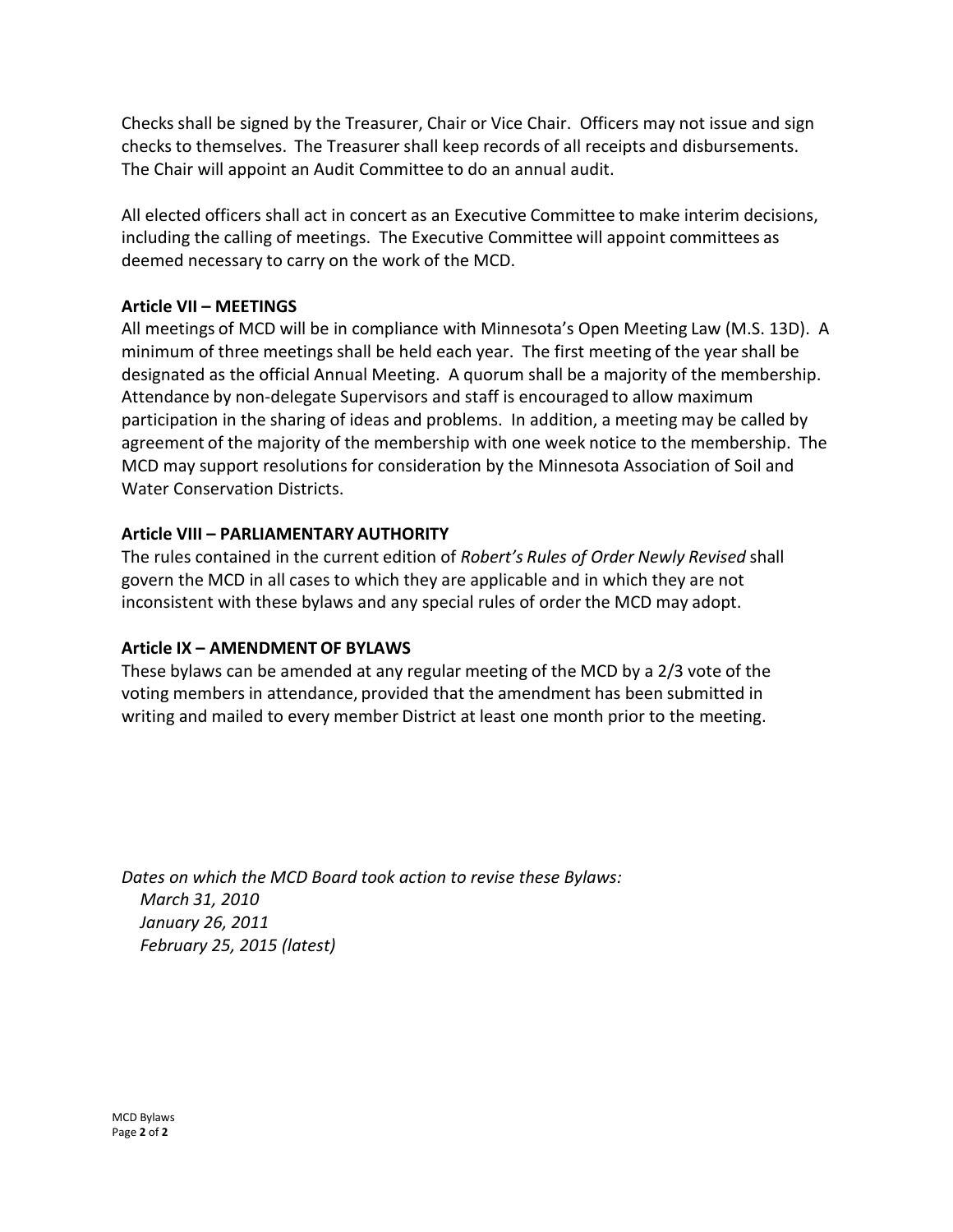Checks shall be signed by the Treasurer, Chair or Vice Chair. Officers may not issue and sign checks to themselves. The Treasurer shall keep records of all receipts and disbursements. The Chair will appoint an Audit Committee to do an annual audit.

All elected officers shall act in concert as an Executive Committee to make interim decisions, including the calling of meetings. The Executive Committee will appoint committees as deemed necessary to carry on the work of the MCD.

**Article VII – MEETINGS**

All meetings of MCD will be in compliance with Minnesota's Open Meeting Law (M.S. 13D). A minimum of three meetings shall be held each year. The first meeting of the year shall be designated as the official Annual Meeting. A quorum shall be a majority of the membership. Attendance by non-delegate Supervisors and staff is encouraged to allow maximum participation in the sharing of ideas and problems. In addition, a meeting may be called by agreement of the majority of the membership with one week notice to the membership. The MCD may support resolutions for consideration by the Minnesota Association of Soil and Water Conservation Districts.

**Article VIII – PARLIAMENTARY AUTHORITY**

The rules contained in the current edition of *Robert's Rules of Order Newly Revised* shall govern the MCD in all cases to which they are applicable and in which they are not inconsistent with these bylaws and any special rules of order the MCD may adopt.

**Article IX – AMENDMENT OF BYLAWS**

These bylaws can be amended at any regular meeting of the MCD by a 2/3 vote of the voting members in attendance, provided that the amendment has been submitted in writing and mailed to every member District at least one month prior to the meeting.

*Dates on which the MCD Board took action to revise these Bylaws:*
*March 31, 2010*
*January 26, 2011*
*February 25, 2015 (latest)*